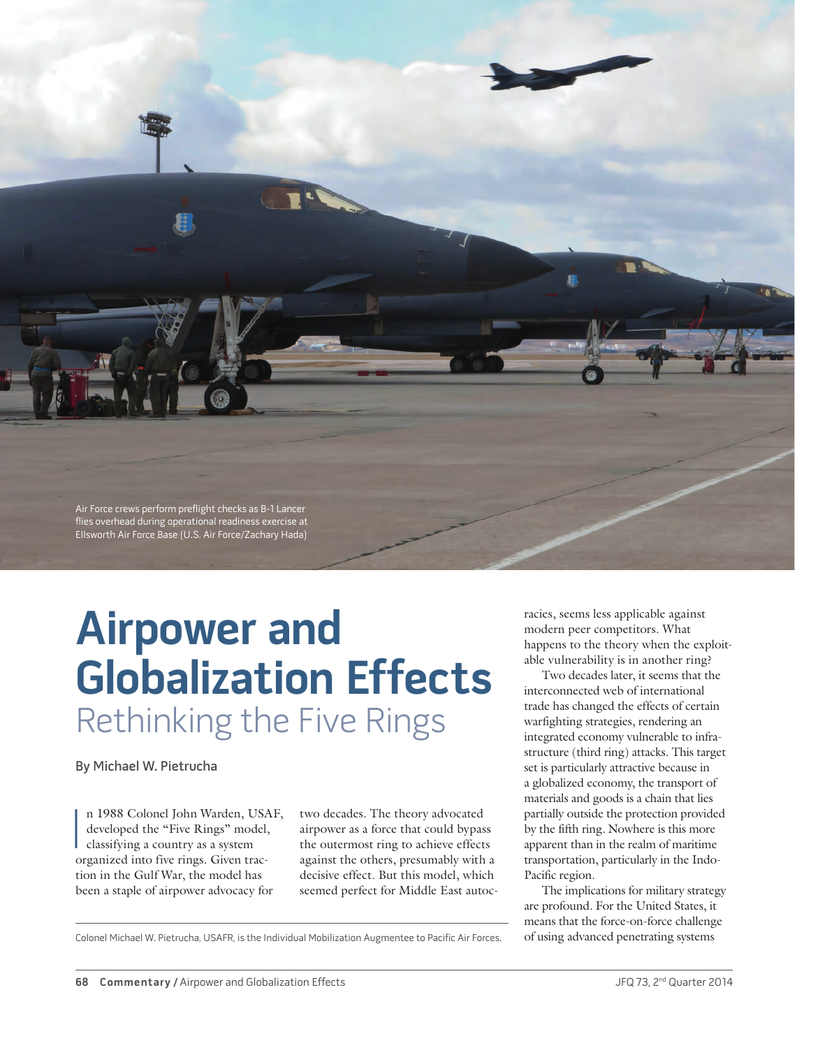Air Force crews perform preflight checks as B-1 Lancer flies overhead during operational readiness exercise at Ellsworth Air Force Base (U.S. Air Force/Zachary Hada)

# Airpower and Globalization Effects

## Rethinking the Five Rings

By Michael W. Pietrucha

In 1988 Colonel John Warden, USAF, developed the "Five Rings" model, classifying a country as a system organized into five rings. Given traction in the Gulf War, the model has been a staple of airpower advocacy for two decades. The theory advocated airpower as a force that could bypass the outermost ring to achieve effects against the others, presumably with a decisive effect. But this model, which seemed perfect for Middle East autocracies, seems less applicable against modern peer competitors. What happens to the theory when the exploitable vulnerability is in another ring?

Two decades later, it seems that the interconnected web of international trade has changed the effects of certain warfighting strategies, rendering an integrated economy vulnerable to infrastructure (third ring) attacks. This target set is particularly attractive because in a globalized economy, the transport of materials and goods is a chain that lies partially outside the protection provided by the fifth ring. Nowhere is this more apparent than in the realm of maritime transportation, particularly in the Indo-Pacific region.

The implications for military strategy are profound. For the United States, it means that the force-on-force challenge of using advanced penetrating systems

Colonel Michael W. Pietrucha, USAFR, is the Individual Mobilization Augmentee to Pacific Air Forces.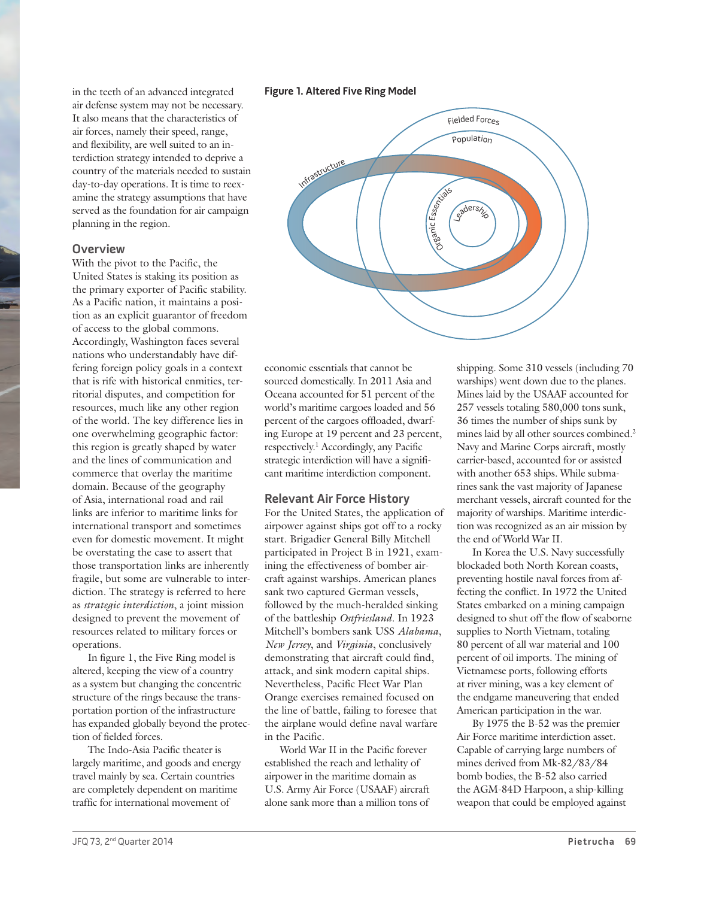in the teeth of an advanced integrated air defense system may not be necessary. It also means that the characteristics of air forces, namely their speed, range, and flexibility, are well suited to an interdiction strategy intended to deprive a country of the materials needed to sustain day-to-day operations. It is time to reexamine the strategy assumptions that have served as the foundation for air campaign planning in the region.

## Overview

With the pivot to the Pacific, the United States is staking its position as the primary exporter of Pacific stability. As a Pacific nation, it maintains a position as an explicit guarantor of freedom of access to the global commons. Accordingly, Washington faces several nations who understandably have differing foreign policy goals in a context that is rife with historical enmities, territorial disputes, and competition for resources, much like any other region of the world. The key difference lies in one overwhelming geographic factor: this region is greatly shaped by water and the lines of communication and commerce that overlay the maritime domain. Because of the geography of Asia, international road and rail links are inferior to maritime links for international transport and sometimes even for domestic movement. It might be overstating the case to assert that those transportation links are inherently fragile, but some are vulnerable to interdiction. The strategy is referred to here as *strategic interdiction*, a joint mission designed to prevent the movement of resources related to military forces or operations.

In figure 1, the Five Ring model is altered, keeping the view of a country as a system but changing the concentric structure of the rings because the transportation portion of the infrastructure has expanded globally beyond the protection of fielded forces.

The Indo-Asia Pacific theater is largely maritime, and goods and energy travel mainly by sea. Certain countries are completely dependent on maritime traffic for international movement of economic essentials that cannot be sourced domestically. In 2011 Asia and Oceana accounted for 51 percent of the world's maritime cargoes loaded and 56 percent of the cargoes offloaded, dwarfing Europe at 19 percent and 23 percent, respectively.[1] Accordingly, any Pacific strategic interdiction will have a significant maritime interdiction component.

**Figure 1. Altered Five Ring Model**

## Relevant Air Force History

For the United States, the application of airpower against ships got off to a rocky start. Brigadier General Billy Mitchell participated in Project B in 1921, examining the effectiveness of bomber aircraft against warships. American planes sank two captured German vessels, followed by the much-heralded sinking of the battleship *Ostfriesland*. In 1923 Mitchell's bombers sank USS *Alabama*, *New Jersey*, and *Virginia*, conclusively demonstrating that aircraft could find, attack, and sink modern capital ships. Nevertheless, Pacific Fleet War Plan Orange exercises remained focused on the line of battle, failing to foresee that the airplane would define naval warfare in the Pacific.

World War II in the Pacific forever established the reach and lethality of airpower in the maritime domain as U.S. Army Air Force (USAAF) aircraft alone sank more than a million tons of shipping. Some 310 vessels (including 70 warships) went down due to the planes. Mines laid by the USAAF accounted for 257 vessels totaling 580,000 tons sunk, 36 times the number of ships sunk by mines laid by all other sources combined.[2] Navy and Marine Corps aircraft, mostly carrier-based, accounted for or assisted with another 653 ships. While submarines sank the vast majority of Japanese merchant vessels, aircraft counted for the majority of warships. Maritime interdiction was recognized as an air mission by the end of World War II.

In Korea the U.S. Navy successfully blockaded both North Korean coasts, preventing hostile naval forces from affecting the conflict. In 1972 the United States embarked on a mining campaign designed to shut off the flow of seaborne supplies to North Vietnam, totaling 80 percent of all war material and 100 percent of oil imports. The mining of Vietnamese ports, following efforts at river mining, was a key element of the endgame maneuvering that ended American participation in the war.

By 1975 the B-52 was the premier Air Force maritime interdiction asset. Capable of carrying large numbers of mines derived from Mk-82/83/84 bomb bodies, the B-52 also carried the AGM-84D Harpoon, a ship-killing weapon that could be employed against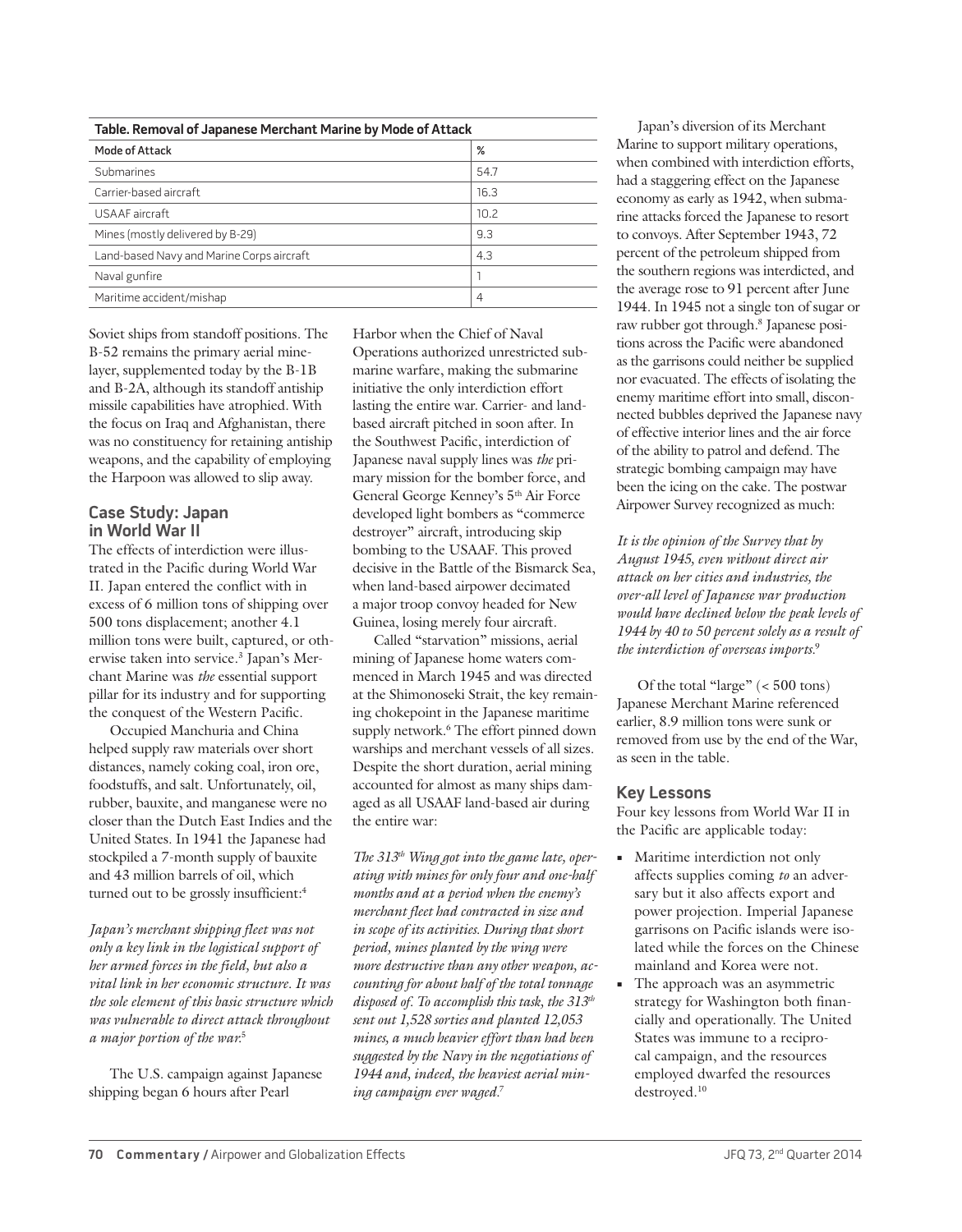**Table. Removal of Japanese Merchant Marine by Mode of Attack**

| Mode of Attack | % |
|---|---|
| Submarines | 54.7 |
| Carrier-based aircraft | 16.3 |
| USAAF aircraft | 10.2 |
| Mines (mostly delivered by B-29) | 9.3 |
| Land-based Navy and Marine Corps aircraft | 4.3 |
| Naval gunfire | 1 |
| Maritime accident/mishap | 4 |

Soviet ships from standoff positions. The B-52 remains the primary aerial minelayer, supplemented today by the B-1B and B-2A, although its standoff antiship missile capabilities have atrophied. With the focus on Iraq and Afghanistan, there was no constituency for retaining antiship weapons, and the capability of employing the Harpoon was allowed to slip away.

## Case Study: Japan in World War II

The effects of interdiction were illustrated in the Pacific during World War II. Japan entered the conflict with in excess of 6 million tons of shipping over 500 tons displacement; another 4.1 million tons were built, captured, or otherwise taken into service.[3] Japan's Merchant Marine was *the* essential support pillar for its industry and for supporting the conquest of the Western Pacific.

Occupied Manchuria and China helped supply raw materials over short distances, namely coking coal, iron ore, foodstuffs, and salt. Unfortunately, oil, rubber, bauxite, and manganese were no closer than the Dutch East Indies and the United States. In 1941 the Japanese had stockpiled a 7-month supply of bauxite and 43 million barrels of oil, which turned out to be grossly insufficient:[4]

*Japan's merchant shipping fleet was not only a key link in the logistical support of her armed forces in the field, but also a vital link in her economic structure. It was the sole element of this basic structure which was vulnerable to direct attack throughout a major portion of the war.*[5]

The U.S. campaign against Japanese shipping began 6 hours after Pearl Harbor when the Chief of Naval Operations authorized unrestricted submarine warfare, making the submarine initiative the only interdiction effort lasting the entire war. Carrier- and land-based aircraft pitched in soon after. In the Southwest Pacific, interdiction of Japanese naval supply lines was *the* primary mission for the bomber force, and General George Kenney's 5th Air Force developed light bombers as "commerce destroyer" aircraft, introducing skip bombing to the USAAF. This proved decisive in the Battle of the Bismarck Sea, when land-based airpower decimated a major troop convoy headed for New Guinea, losing merely four aircraft.

Called "starvation" missions, aerial mining of Japanese home waters commenced in March 1945 and was directed at the Shimonoseki Strait, the key remaining chokepoint in the Japanese maritime supply network.[6] The effort pinned down warships and merchant vessels of all sizes. Despite the short duration, aerial mining accounted for almost as many ships damaged as all USAAF land-based air during the entire war:

*The 313th Wing got into the game late, operating with mines for only four and one-half months and at a period when the enemy's merchant fleet had contracted in size and in scope of its activities. During that short period, mines planted by the wing were more destructive than any other weapon, accounting for about half of the total tonnage disposed of. To accomplish this task, the 313th sent out 1,528 sorties and planted 12,053 mines, a much heavier effort than had been suggested by the Navy in the negotiations of 1944 and, indeed, the heaviest aerial mining campaign ever waged.*[7]

Japan's diversion of its Merchant Marine to support military operations, when combined with interdiction efforts, had a staggering effect on the Japanese economy as early as 1942, when submarine attacks forced the Japanese to resort to convoys. After September 1943, 72 percent of the petroleum shipped from the southern regions was interdicted, and the average rose to 91 percent after June 1944. In 1945 not a single ton of sugar or raw rubber got through.[8] Japanese positions across the Pacific were abandoned as the garrisons could neither be supplied nor evacuated. The effects of isolating the enemy maritime effort into small, disconnected bubbles deprived the Japanese navy of effective interior lines and the air force of the ability to patrol and defend. The strategic bombing campaign may have been the icing on the cake. The postwar Airpower Survey recognized as much:

*It is the opinion of the Survey that by August 1945, even without direct air attack on her cities and industries, the over-all level of Japanese war production would have declined below the peak levels of 1944 by 40 to 50 percent solely as a result of the interdiction of overseas imports.*[9]

Of the total "large" (< 500 tons) Japanese Merchant Marine referenced earlier, 8.9 million tons were sunk or removed from use by the end of the War, as seen in the table.

## Key Lessons

Four key lessons from World War II in the Pacific are applicable today:

- Maritime interdiction not only affects supplies coming *to* an adversary but it also affects export and power projection. Imperial Japanese garrisons on Pacific islands were isolated while the forces on the Chinese mainland and Korea were not.
- The approach was an asymmetric strategy for Washington both financially and operationally. The United States was immune to a reciprocal campaign, and the resources employed dwarfed the resources destroyed.[10]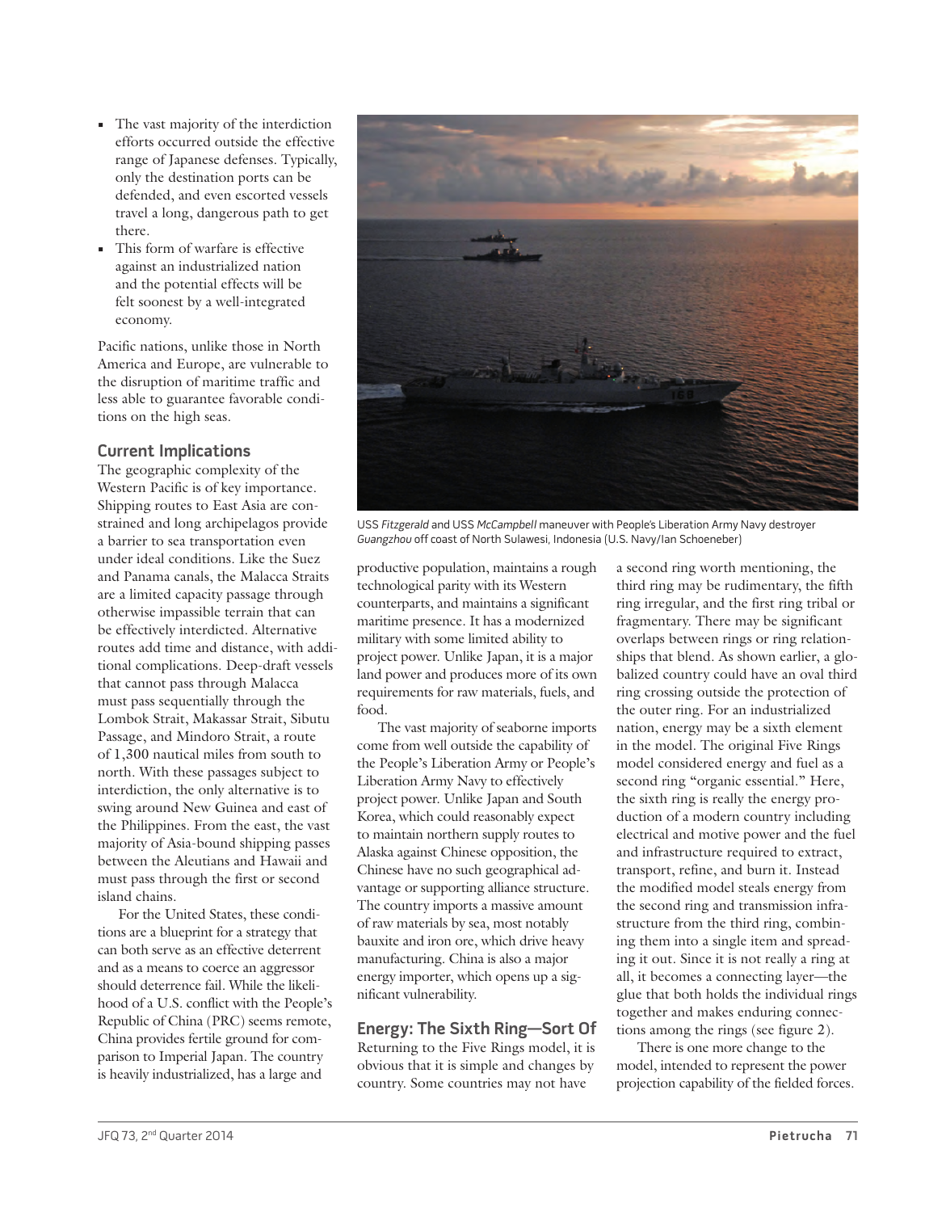- The vast majority of the interdiction efforts occurred outside the effective range of Japanese defenses. Typically, only the destination ports can be defended, and even escorted vessels travel a long, dangerous path to get there.
- This form of warfare is effective against an industrialized nation and the potential effects will be felt soonest by a well-integrated economy.

Pacific nations, unlike those in North America and Europe, are vulnerable to the disruption of maritime traffic and less able to guarantee favorable conditions on the high seas.

## Current Implications

The geographic complexity of the Western Pacific is of key importance. Shipping routes to East Asia are constrained and long archipelagos provide a barrier to sea transportation even under ideal conditions. Like the Suez and Panama canals, the Malacca Straits are a limited capacity passage through otherwise impassible terrain that can be effectively interdicted. Alternative routes add time and distance, with additional complications. Deep-draft vessels that cannot pass through Malacca must pass sequentially through the Lombok Strait, Makassar Strait, Sibutu Passage, and Mindoro Strait, a route of 1,300 nautical miles from south to north. With these passages subject to interdiction, the only alternative is to swing around New Guinea and east of the Philippines. From the east, the vast majority of Asia-bound shipping passes between the Aleutians and Hawaii and must pass through the first or second island chains.

For the United States, these conditions are a blueprint for a strategy that can both serve as an effective deterrent and as a means to coerce an aggressor should deterrence fail. While the likelihood of a U.S. conflict with the People's Republic of China (PRC) seems remote, China provides fertile ground for comparison to Imperial Japan. The country is heavily industrialized, has a large and productive population, maintains a rough technological parity with its Western counterparts, and maintains a significant maritime presence. It has a modernized military with some limited ability to project power. Unlike Japan, it is a major land power and produces more of its own requirements for raw materials, fuels, and food.

The vast majority of seaborne imports come from well outside the capability of the People's Liberation Army or People's Liberation Army Navy to effectively project power. Unlike Japan and South Korea, which could reasonably expect to maintain northern supply routes to Alaska against Chinese opposition, the Chinese have no such geographical advantage or supporting alliance structure. The country imports a massive amount of raw materials by sea, most notably bauxite and iron ore, which drive heavy manufacturing. China is also a major energy importer, which opens up a significant vulnerability.

USS *Fitzgerald* and USS *McCampbell* maneuver with People's Liberation Army Navy destroyer *Guangzhou* off coast of North Sulawesi, Indonesia (U.S. Navy/Ian Schoeneber)

## Energy: The Sixth Ring—Sort Of

Returning to the Five Rings model, it is obvious that it is simple and changes by country. Some countries may not have a second ring worth mentioning, the third ring may be rudimentary, the fifth ring irregular, and the first ring tribal or fragmentary. There may be significant overlaps between rings or ring relationships that blend. As shown earlier, a globalized country could have an oval third ring crossing outside the protection of the outer ring. For an industrialized nation, energy may be a sixth element in the model. The original Five Rings model considered energy and fuel as a second ring "organic essential." Here, the sixth ring is really the energy production of a modern country including electrical and motive power and the fuel and infrastructure required to extract, transport, refine, and burn it. Instead the modified model steals energy from the second ring and transmission infrastructure from the third ring, combining them into a single item and spreading it out. Since it is not really a ring at all, it becomes a connecting layer—the glue that both holds the individual rings together and makes enduring connections among the rings (see figure 2).

There is one more change to the model, intended to represent the power projection capability of the fielded forces.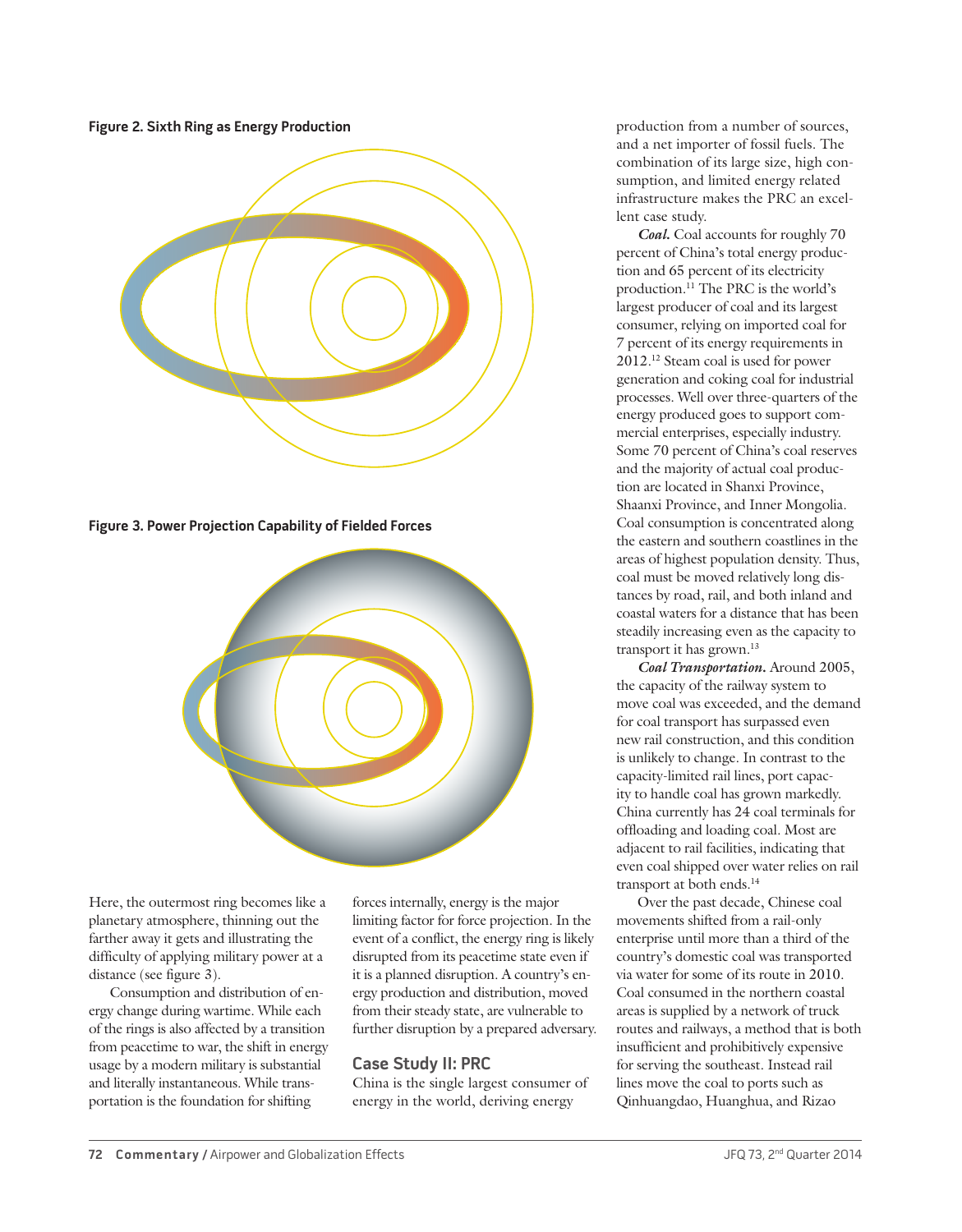**Figure 2. Sixth Ring as Energy Production**

**Figure 3. Power Projection Capability of Fielded Forces**

Here, the outermost ring becomes like a planetary atmosphere, thinning out the farther away it gets and illustrating the difficulty of applying military power at a distance (see figure 3).

Consumption and distribution of energy change during wartime. While each of the rings is also affected by a transition from peacetime to war, the shift in energy usage by a modern military is substantial and literally instantaneous. While transportation is the foundation for shifting forces internally, energy is the major limiting factor for force projection. In the event of a conflict, the energy ring is likely disrupted from its peacetime state even if it is a planned disruption. A country's energy production and distribution, moved from their steady state, are vulnerable to further disruption by a prepared adversary.

## Case Study II: PRC

China is the single largest consumer of energy in the world, deriving energy production from a number of sources, and a net importer of fossil fuels. The combination of its large size, high consumption, and limited energy related infrastructure makes the PRC an excellent case study.

***Coal.*** Coal accounts for roughly 70 percent of China's total energy production and 65 percent of its electricity production.[11] The PRC is the world's largest producer of coal and its largest consumer, relying on imported coal for 7 percent of its energy requirements in 2012.[12] Steam coal is used for power generation and coking coal for industrial processes. Well over three-quarters of the energy produced goes to support commercial enterprises, especially industry. Some 70 percent of China's coal reserves and the majority of actual coal production are located in Shanxi Province, Shaanxi Province, and Inner Mongolia. Coal consumption is concentrated along the eastern and southern coastlines in the areas of highest population density. Thus, coal must be moved relatively long distances by road, rail, and both inland and coastal waters for a distance that has been steadily increasing even as the capacity to transport it has grown.[13]

***Coal Transportation.*** Around 2005, the capacity of the railway system to move coal was exceeded, and the demand for coal transport has surpassed even new rail construction, and this condition is unlikely to change. In contrast to the capacity-limited rail lines, port capacity to handle coal has grown markedly. China currently has 24 coal terminals for offloading and loading coal. Most are adjacent to rail facilities, indicating that even coal shipped over water relies on rail transport at both ends.[14]

Over the past decade, Chinese coal movements shifted from a rail-only enterprise until more than a third of the country's domestic coal was transported via water for some of its route in 2010. Coal consumed in the northern coastal areas is supplied by a network of truck routes and railways, a method that is both insufficient and prohibitively expensive for serving the southeast. Instead rail lines move the coal to ports such as Qinhuangdao, Huanghua, and Rizao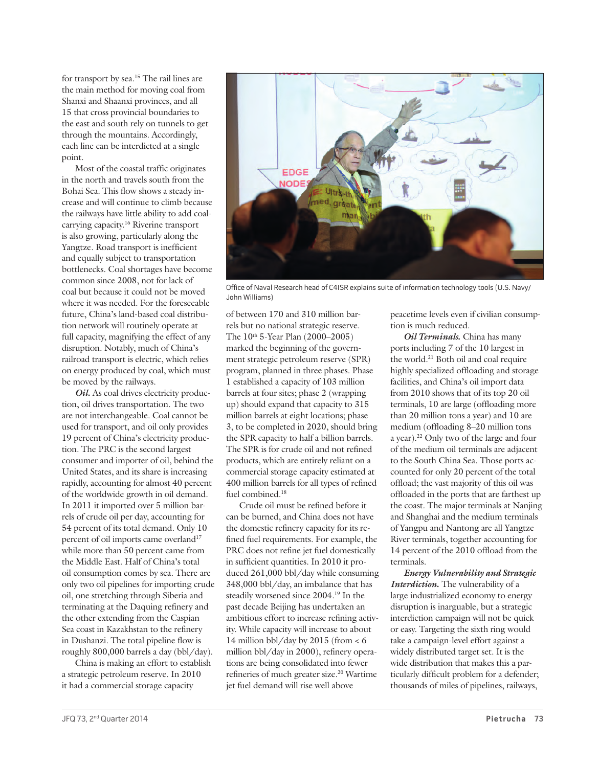for transport by sea.[15] The rail lines are the main method for moving coal from Shanxi and Shaanxi provinces, and all 15 that cross provincial boundaries to the east and south rely on tunnels to get through the mountains. Accordingly, each line can be interdicted at a single point.

Most of the coastal traffic originates in the north and travels south from the Bohai Sea. This flow shows a steady increase and will continue to climb because the railways have little ability to add coal-carrying capacity.[16] Riverine transport is also growing, particularly along the Yangtze. Road transport is inefficient and equally subject to transportation bottlenecks. Coal shortages have become common since 2008, not for lack of coal but because it could not be moved where it was needed. For the foreseeable future, China's land-based coal distribution network will routinely operate at full capacity, magnifying the effect of any disruption. Notably, much of China's railroad transport is electric, which relies on energy produced by coal, which must be moved by the railways.

***Oil.*** As coal drives electricity production, oil drives transportation. The two are not interchangeable. Coal cannot be used for transport, and oil only provides 19 percent of China's electricity production. The PRC is the second largest consumer and importer of oil, behind the United States, and its share is increasing rapidly, accounting for almost 40 percent of the worldwide growth in oil demand. In 2011 it imported over 5 million barrels of crude oil per day, accounting for 54 percent of its total demand. Only 10 percent of oil imports came overland[17] while more than 50 percent came from the Middle East. Half of China's total oil consumption comes by sea. There are only two oil pipelines for importing crude oil, one stretching through Siberia and terminating at the Daquing refinery and the other extending from the Caspian Sea coast in Kazakhstan to the refinery in Dushanzi. The total pipeline flow is roughly 800,000 barrels a day (bbl/day).

China is making an effort to establish a strategic petroleum reserve. In 2010 it had a commercial storage capacity of between 170 and 310 million barrels but no national strategic reserve. The 10th 5-Year Plan (2000–2005) marked the beginning of the government strategic petroleum reserve (SPR) program, planned in three phases. Phase 1 established a capacity of 103 million barrels at four sites; phase 2 (wrapping up) should expand that capacity to 315 million barrels at eight locations; phase 3, to be completed in 2020, should bring the SPR capacity to half a billion barrels. The SPR is for crude oil and not refined products, which are entirely reliant on a commercial storage capacity estimated at 400 million barrels for all types of refined fuel combined.[18]

Crude oil must be refined before it can be burned, and China does not have the domestic refinery capacity for its refined fuel requirements. For example, the PRC does not refine jet fuel domestically in sufficient quantities. In 2010 it produced 261,000 bbl/day while consuming 348,000 bbl/day, an imbalance that has steadily worsened since 2004.[19] In the past decade Beijing has undertaken an ambitious effort to increase refining activity. While capacity will increase to about 14 million bbl/day by 2015 (from < 6 million bbl/day in 2000), refinery operations are being consolidated into fewer refineries of much greater size.[20] Wartime jet fuel demand will rise well above peacetime levels even if civilian consumption is much reduced.

***Oil Terminals.*** China has many ports including 7 of the 10 largest in the world.[21] Both oil and coal require highly specialized offloading and storage facilities, and China's oil import data from 2010 shows that of its top 20 oil terminals, 10 are large (offloading more than 20 million tons a year) and 10 are medium (offloading 8–20 million tons a year).[22] Only two of the large and four of the medium oil terminals are adjacent to the South China Sea. Those ports accounted for only 20 percent of the total offload; the vast majority of this oil was offloaded in the ports that are farthest up the coast. The major terminals at Nanjing and Shanghai and the medium terminals of Yangpu and Nantong are all Yangtze River terminals, together accounting for 14 percent of the 2010 offload from the terminals.

***Energy Vulnerability and Strategic Interdiction.*** The vulnerability of a large industrialized economy to energy disruption is inarguable, but a strategic interdiction campaign will not be quick or easy. Targeting the sixth ring would take a campaign-level effort against a widely distributed target set. It is the wide distribution that makes this a particularly difficult problem for a defender; thousands of miles of pipelines, railways,

Office of Naval Research head of C4ISR explains suite of information technology tools (U.S. Navy/John Williams)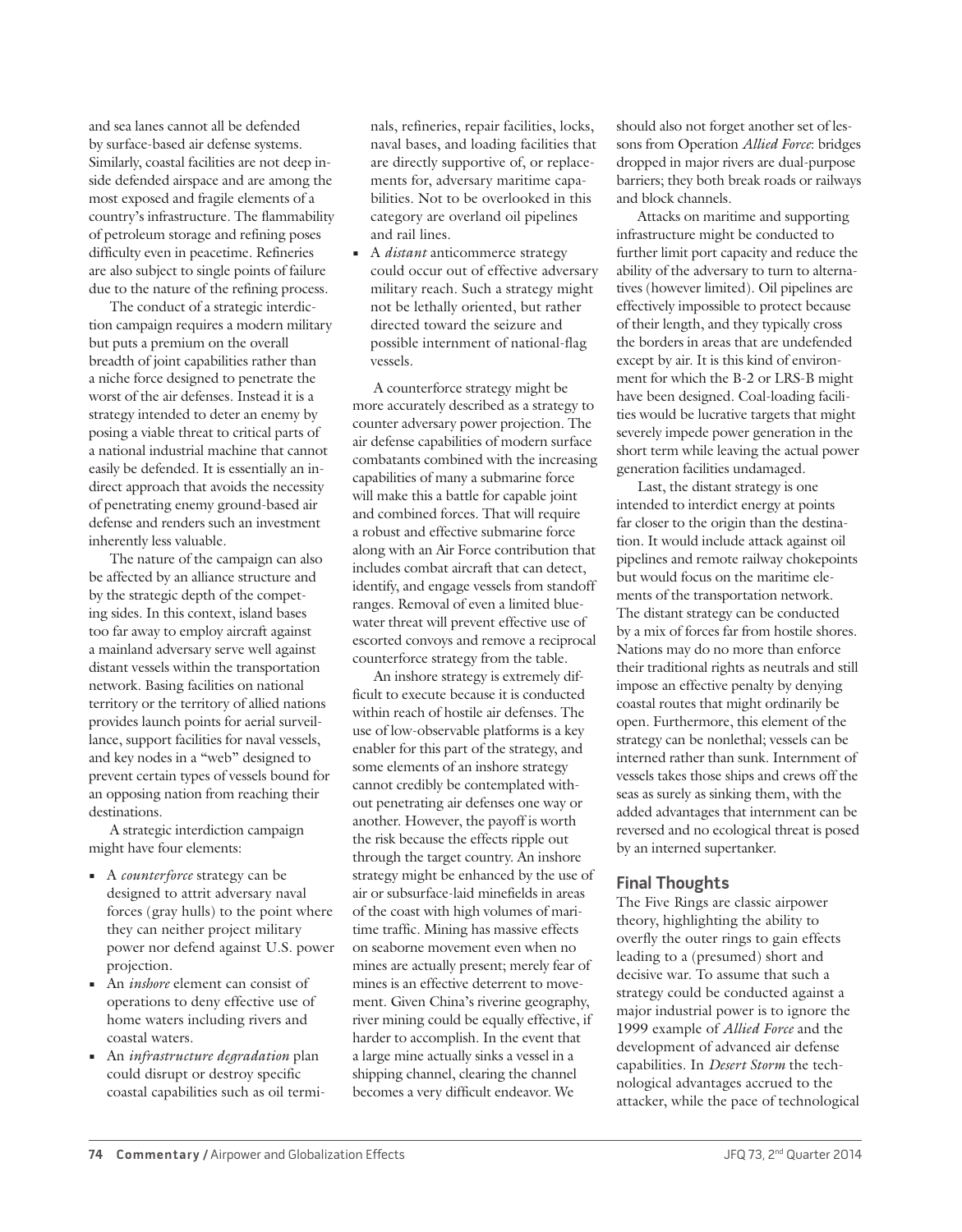and sea lanes cannot all be defended by surface-based air defense systems. Similarly, coastal facilities are not deep inside defended airspace and are among the most exposed and fragile elements of a country's infrastructure. The flammability of petroleum storage and refining poses difficulty even in peacetime. Refineries are also subject to single points of failure due to the nature of the refining process.

The conduct of a strategic interdiction campaign requires a modern military but puts a premium on the overall breadth of joint capabilities rather than a niche force designed to penetrate the worst of the air defenses. Instead it is a strategy intended to deter an enemy by posing a viable threat to critical parts of a national industrial machine that cannot easily be defended. It is essentially an indirect approach that avoids the necessity of penetrating enemy ground-based air defense and renders such an investment inherently less valuable.

The nature of the campaign can also be affected by an alliance structure and by the strategic depth of the competing sides. In this context, island bases too far away to employ aircraft against a mainland adversary serve well against distant vessels within the transportation network. Basing facilities on national territory or the territory of allied nations provides launch points for aerial surveillance, support facilities for naval vessels, and key nodes in a "web" designed to prevent certain types of vessels bound for an opposing nation from reaching their destinations.

A strategic interdiction campaign might have four elements:

- A *counterforce* strategy can be designed to attrit adversary naval forces (gray hulls) to the point where they can neither project military power nor defend against U.S. power projection.
- An *inshore* element can consist of operations to deny effective use of home waters including rivers and coastal waters.
- An *infrastructure degradation* plan could disrupt or destroy specific coastal capabilities such as oil terminals, refineries, repair facilities, locks, naval bases, and loading facilities that are directly supportive of, or replacements for, adversary maritime capabilities. Not to be overlooked in this category are overland oil pipelines and rail lines.
- A *distant* anticommerce strategy could occur out of effective adversary military reach. Such a strategy might not be lethally oriented, but rather directed toward the seizure and possible internment of national-flag vessels.

A counterforce strategy might be more accurately described as a strategy to counter adversary power projection. The air defense capabilities of modern surface combatants combined with the increasing capabilities of many a submarine force will make this a battle for capable joint and combined forces. That will require a robust and effective submarine force along with an Air Force contribution that includes combat aircraft that can detect, identify, and engage vessels from standoff ranges. Removal of even a limited blue-water threat will prevent effective use of escorted convoys and remove a reciprocal counterforce strategy from the table.

An inshore strategy is extremely difficult to execute because it is conducted within reach of hostile air defenses. The use of low-observable platforms is a key enabler for this part of the strategy, and some elements of an inshore strategy cannot credibly be contemplated without penetrating air defenses one way or another. However, the payoff is worth the risk because the effects ripple out through the target country. An inshore strategy might be enhanced by the use of air or subsurface-laid minefields in areas of the coast with high volumes of maritime traffic. Mining has massive effects on seaborne movement even when no mines are actually present; merely fear of mines is an effective deterrent to movement. Given China's riverine geography, river mining could be equally effective, if harder to accomplish. In the event that a large mine actually sinks a vessel in a shipping channel, clearing the channel becomes a very difficult endeavor. We should also not forget another set of lessons from Operation *Allied Force*: bridges dropped in major rivers are dual-purpose barriers; they both break roads or railways and block channels.

Attacks on maritime and supporting infrastructure might be conducted to further limit port capacity and reduce the ability of the adversary to turn to alternatives (however limited). Oil pipelines are effectively impossible to protect because of their length, and they typically cross the borders in areas that are undefended except by air. It is this kind of environment for which the B-2 or LRS-B might have been designed. Coal-loading facilities would be lucrative targets that might severely impede power generation in the short term while leaving the actual power generation facilities undamaged.

Last, the distant strategy is one intended to interdict energy at points far closer to the origin than the destination. It would include attack against oil pipelines and remote railway chokepoints but would focus on the maritime elements of the transportation network. The distant strategy can be conducted by a mix of forces far from hostile shores. Nations may do no more than enforce their traditional rights as neutrals and still impose an effective penalty by denying coastal routes that might ordinarily be open. Furthermore, this element of the strategy can be nonlethal; vessels can be interned rather than sunk. Internment of vessels takes those ships and crews off the seas as surely as sinking them, with the added advantages that internment can be reversed and no ecological threat is posed by an interned supertanker.

## Final Thoughts

The Five Rings are classic airpower theory, highlighting the ability to overfly the outer rings to gain effects leading to a (presumed) short and decisive war. To assume that such a strategy could be conducted against a major industrial power is to ignore the 1999 example of *Allied Force* and the development of advanced air defense capabilities. In *Desert Storm* the technological advantages accrued to the attacker, while the pace of technological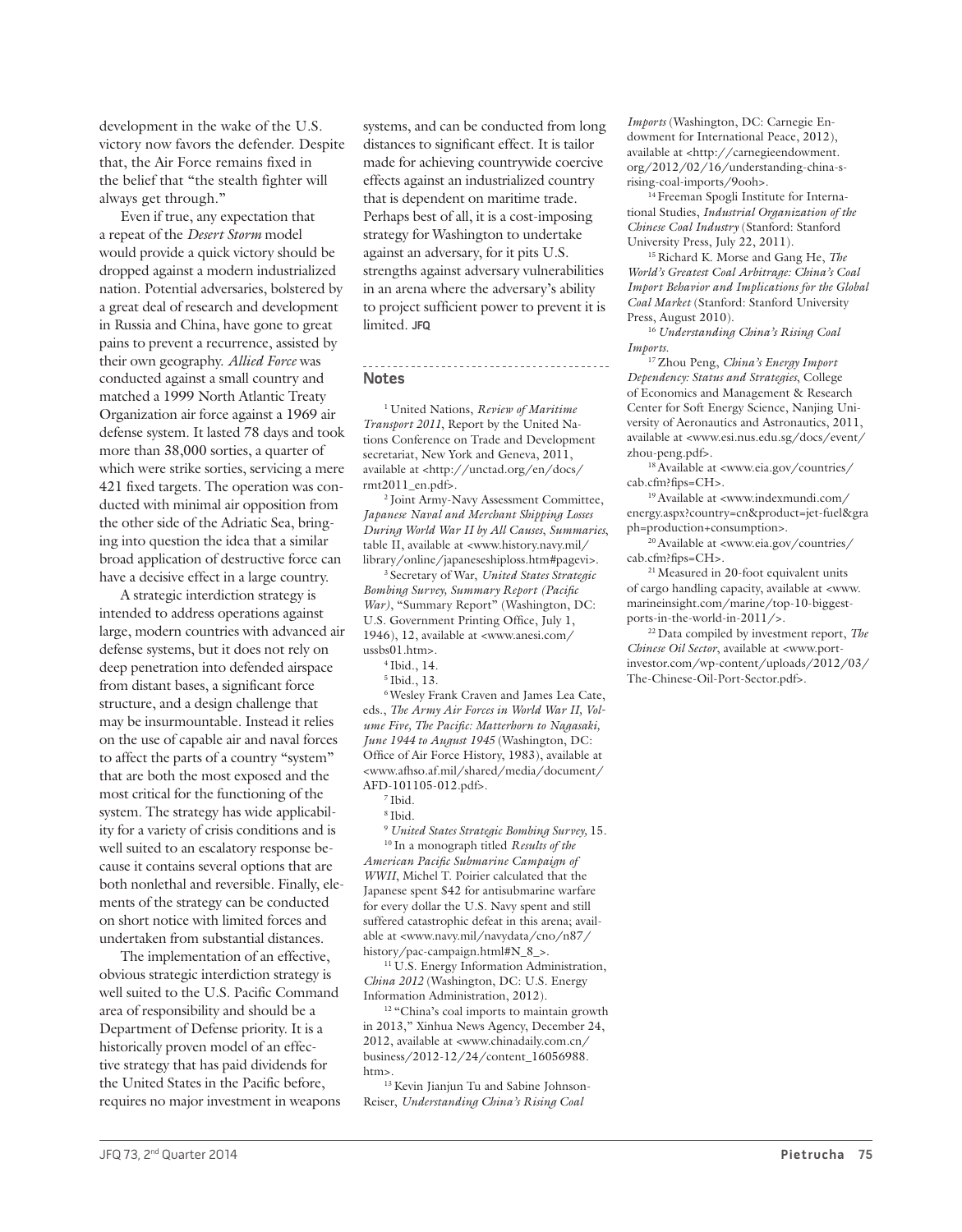development in the wake of the U.S. victory now favors the defender. Despite that, the Air Force remains fixed in the belief that "the stealth fighter will always get through."

Even if true, any expectation that a repeat of the *Desert Storm* model would provide a quick victory should be dropped against a modern industrialized nation. Potential adversaries, bolstered by a great deal of research and development in Russia and China, have gone to great pains to prevent a recurrence, assisted by their own geography. *Allied Force* was conducted against a small country and matched a 1999 North Atlantic Treaty Organization air force against a 1969 air defense system. It lasted 78 days and took more than 38,000 sorties, a quarter of which were strike sorties, servicing a mere 421 fixed targets. The operation was conducted with minimal air opposition from the other side of the Adriatic Sea, bringing into question the idea that a similar broad application of destructive force can have a decisive effect in a large country.

A strategic interdiction strategy is intended to address operations against large, modern countries with advanced air defense systems, but it does not rely on deep penetration into defended airspace from distant bases, a significant force structure, and a design challenge that may be insurmountable. Instead it relies on the use of capable air and naval forces to affect the parts of a country "system" that are both the most exposed and the most critical for the functioning of the system. The strategy has wide applicability for a variety of crisis conditions and is well suited to an escalatory response because it contains several options that are both nonlethal and reversible. Finally, elements of the strategy can be conducted on short notice with limited forces and undertaken from substantial distances.

The implementation of an effective, obvious strategic interdiction strategy is well suited to the U.S. Pacific Command area of responsibility and should be a Department of Defense priority. It is a historically proven model of an effective strategy that has paid dividends for the United States in the Pacific before, requires no major investment in weapons systems, and can be conducted from long distances to significant effect. It is tailor made for achieving countrywide coercive effects against an industrialized country that is dependent on maritime trade. Perhaps best of all, it is a cost-imposing strategy for Washington to undertake against an adversary, for it pits U.S. strengths against adversary vulnerabilities in an arena where the adversary's ability to project sufficient power to prevent it is limited. **JFQ**

## Notes

[1] United Nations, *Review of Maritime Transport 2011*, Report by the United Nations Conference on Trade and Development secretariat, New York and Geneva, 2011, available at <http://unctad.org/en/docs/rmt2011_en.pdf>.

[2] Joint Army-Navy Assessment Committee, *Japanese Naval and Merchant Shipping Losses During World War II by All Causes, Summaries*, table II, available at <www.history.navy.mil/library/online/japaneseshiploss.htm#pagevi>.

[3] Secretary of War, *United States Strategic Bombing Survey, Summary Report (Pacific War)*, "Summary Report" (Washington, DC: U.S. Government Printing Office, July 1, 1946), 12, available at <www.anesi.com/ussbs01.htm>.

[4] Ibid., 14.

[5] Ibid., 13.

[6] Wesley Frank Craven and James Lea Cate, eds., *The Army Air Forces in World War II, Volume Five, The Pacific: Matterhorn to Nagasaki, June 1944 to August 1945* (Washington, DC: Office of Air Force History, 1983), available at <www.afhso.af.mil/shared/media/document/AFD-101105-012.pdf>.

[7] Ibid.

[8] Ibid.

[9] *United States Strategic Bombing Survey*, 15.

[10] In a monograph titled *Results of the American Pacific Submarine Campaign of WWII*, Michel T. Poirier calculated that the Japanese spent $42 for antisubmarine warfare for every dollar the U.S. Navy spent and still suffered catastrophic defeat in this arena; available at <www.navy.mil/navydata/cno/n87/history/pac-campaign.html#N_8_>.

[11] U.S. Energy Information Administration, *China 2012* (Washington, DC: U.S. Energy Information Administration, 2012).

[12] "China's coal imports to maintain growth in 2013," Xinhua News Agency, December 24, 2012, available at <www.chinadaily.com.cn/business/2012-12/24/content_16056988.htm>.

[13] Kevin Jianjun Tu and Sabine Johnson-Reiser, *Understanding China's Rising Coal Imports* (Washington, DC: Carnegie Endowment for International Peace, 2012), available at <http://carnegieendowment.org/2012/02/16/understanding-china-s-rising-coal-imports/9ooh>.

[14] Freeman Spogli Institute for International Studies, *Industrial Organization of the Chinese Coal Industry* (Stanford: Stanford University Press, July 22, 2011).

[15] Richard K. Morse and Gang He, *The World's Greatest Coal Arbitrage: China's Coal Import Behavior and Implications for the Global Coal Market* (Stanford: Stanford University Press, August 2010).

[16] *Understanding China's Rising Coal Imports*.

[17] Zhou Peng, *China's Energy Import Dependency: Status and Strategies*, College of Economics and Management & Research Center for Soft Energy Science, Nanjing University of Aeronautics and Astronautics, 2011, available at <www.esi.nus.edu.sg/docs/event/zhou-peng.pdf>.

[18] Available at <www.eia.gov/countries/cab.cfm?fips=CH>.

[19] Available at <www.indexmundi.com/energy.aspx?country=cn&product=jet-fuel&graph=production+consumption>.

[20] Available at <www.eia.gov/countries/cab.cfm?fips=CH>.

[21] Measured in 20-foot equivalent units of cargo handling capacity, available at <www.marineinsight.com/marine/top-10-biggest-ports-in-the-world-in-2011/>.

[22] Data compiled by investment report, *The Chinese Oil Sector*, available at <www.port-investor.com/wp-content/uploads/2012/03/The-Chinese-Oil-Port-Sector.pdf>.